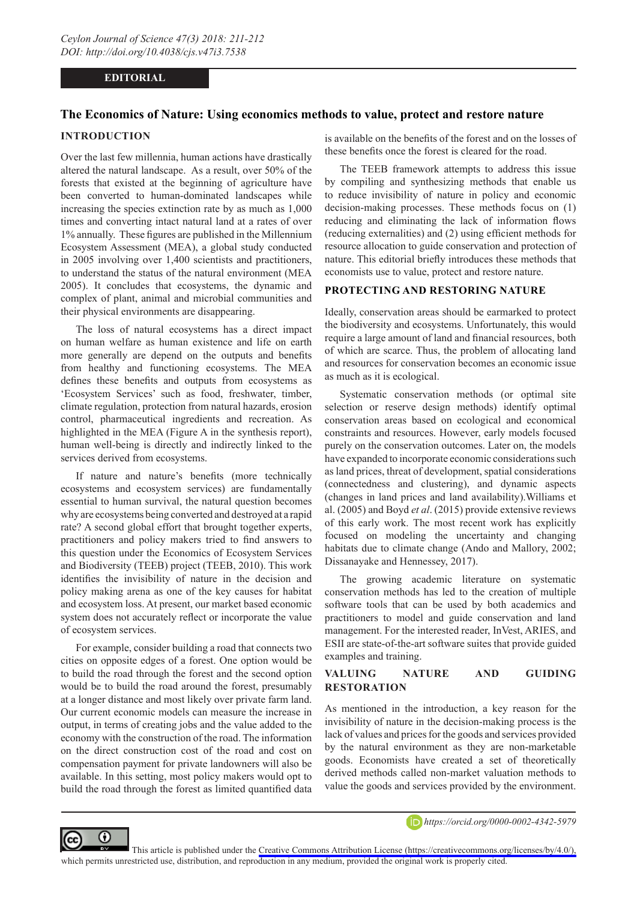**EDITORIAL**

# The Economics of Nature: Using economics methods to value, protect and restore nature

## INTRODUCTION

Over the last few millennia, human actions have drastically altered the natural landscape. As a result, over 50% of the forests that existed at the beginning of agriculture have been converted to human-dominated landscapes while increasing the species extinction rate by as much as 1,000 times and converting intact natural land at a rates of over 1% annually. These figures are published in the Millennium Ecosystem Assessment (MEA), a global study conducted in 2005 involving over 1,400 scientists and practitioners, to understand the status of the natural environment (MEA 2005). It concludes that ecosystems, the dynamic and complex of plant, animal and microbial communities and their physical environments are disappearing.

The loss of natural ecosystems has a direct impact on human welfare as human existence and life on earth more generally are depend on the outputs and benefits from healthy and functioning ecosystems. The MEA defines these benefits and outputs from ecosystems as 'Ecosystem Services' such as food, freshwater, timber, climate regulation, protection from natural hazards, erosion control, pharmaceutical ingredients and recreation. As highlighted in the MEA (Figure A in the synthesis report), human well-being is directly and indirectly linked to the services derived from ecosystems.

If nature and nature's benefits (more technically ecosystems and ecosystem services) are fundamentally essential to human survival, the natural question becomes why are ecosystems being converted and destroyed at a rapid rate? A second global effort that brought together experts, practitioners and policy makers tried to find answers to this question under the Economics of Ecosystem Services and Biodiversity (TEEB) project (TEEB, 2010). This work identifies the invisibility of nature in the decision and policy making arena as one of the key causes for habitat and ecosystem loss. At present, our market based economic system does not accurately reflect or incorporate the value of ecosystem services.

For example, consider building a road that connects two cities on opposite edges of a forest. One option would be to build the road through the forest and the second option would be to build the road around the forest, presumably at a longer distance and most likely over private farm land. Our current economic models can measure the increase in output, in terms of creating jobs and the value added to the economy with the construction of the road. The information on the direct construction cost of the road and cost on compensation payment for private landowners will also be available. In this setting, most policy makers would opt to build the road through the forest as limited quantified data is available on the benefits of the forest and on the losses of these benefits once the forest is cleared for the road.

The TEEB framework attempts to address this issue by compiling and synthesizing methods that enable us to reduce invisibility of nature in policy and economic decision-making processes. These methods focus on (1) reducing and eliminating the lack of information flows (reducing externalities) and (2) using efficient methods for resource allocation to guide conservation and protection of nature. This editorial briefly introduces these methods that economists use to value, protect and restore nature.

## PROTECTING AND RESTORING NATURE

Ideally, conservation areas should be earmarked to protect the biodiversity and ecosystems. Unfortunately, this would require a large amount of land and financial resources, both of which are scarce. Thus, the problem of allocating land and resources for conservation becomes an economic issue as much as it is ecological.

Systematic conservation methods (or optimal site selection or reserve design methods) identify optimal conservation areas based on ecological and economical constraints and resources. However, early models focused purely on the conservation outcomes. Later on, the models have expanded to incorporate economic considerations such as land prices, threat of development, spatial considerations (connectedness and clustering), and dynamic aspects (changes in land prices and land availability).Williams et al. (2005) and Boyd *et al*. (2015) provide extensive reviews of this early work. The most recent work has explicitly focused on modeling the uncertainty and changing habitats due to climate change (Ando and Mallory, 2002; Dissanayake and Hennessey, 2017).

The growing academic literature on systematic conservation methods has led to the creation of multiple software tools that can be used by both academics and practitioners to model and guide conservation and land management. For the interested reader, InVest, ARIES, and ESII are state-of-the-art software suites that provide guided examples and training.

## VALUING NATURE AND GUIDING RESTORATION

As mentioned in the introduction, a key reason for the invisibility of nature in the decision-making process is the lack of values and prices for the goods and services provided by the natural environment as they are non-marketable goods. Economists have created a set of theoretically derived methods called non-market valuation methods to value the goods and services provided by the environment.

https://orcid.org/0000-0002-4342-5979

This article is published under the Creative Commons Attribution License (https://creativecommons.org/licenses/by/4.0/), which permits unrestricted use, distribution, and reproduction in any medium, provided the original work is properly cited.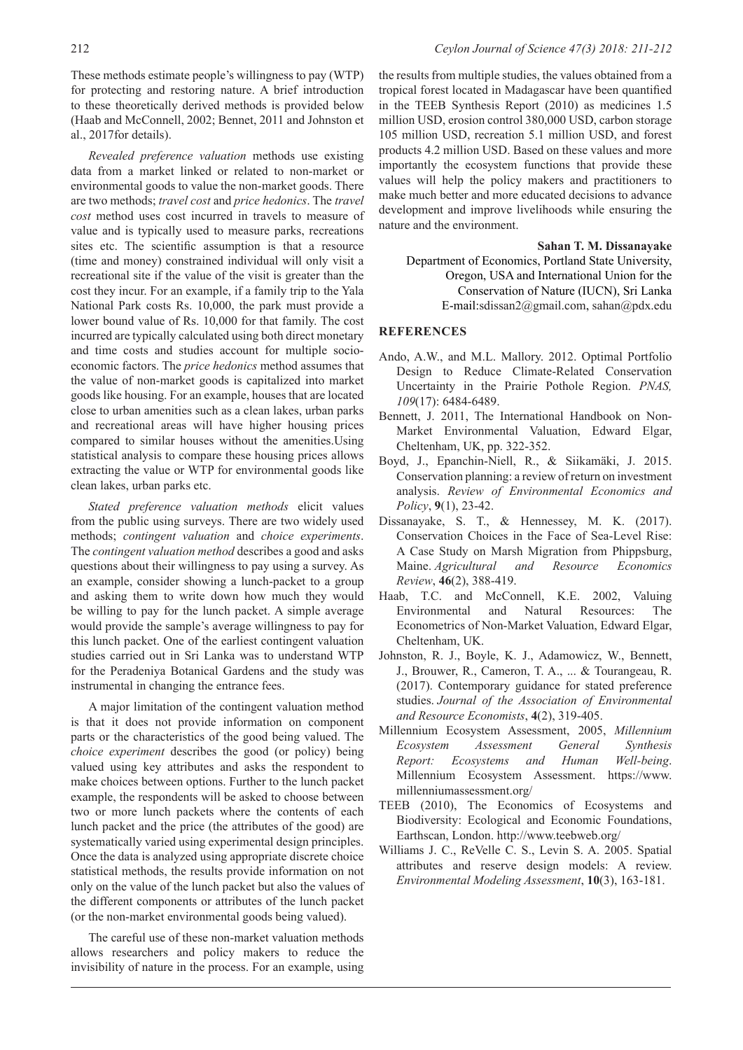These methods estimate people's willingness to pay (WTP) for protecting and restoring nature. A brief introduction to these theoretically derived methods is provided below (Haab and McConnell, 2002; Bennet, 2011 and Johnston et al., 2017for details).

*Revealed preference valuation* methods use existing data from a market linked or related to non-market or environmental goods to value the non-market goods. There are two methods; *travel cost* and *price hedonics*. The *travel cost* method uses cost incurred in travels to measure of value and is typically used to measure parks, recreations sites etc. The scientific assumption is that a resource (time and money) constrained individual will only visit a recreational site if the value of the visit is greater than the cost they incur. For an example, if a family trip to the Yala National Park costs Rs. 10,000, the park must provide a lower bound value of Rs. 10,000 for that family. The cost incurred are typically calculated using both direct monetary and time costs and studies account for multiple socio-economic factors. The *price hedonics* method assumes that the value of non-market goods is capitalized into market goods like housing. For an example, houses that are located close to urban amenities such as a clean lakes, urban parks and recreational areas will have higher housing prices compared to similar houses without the amenities.Using statistical analysis to compare these housing prices allows extracting the value or WTP for environmental goods like clean lakes, urban parks etc.

*Stated preference valuation methods* elicit values from the public using surveys. There are two widely used methods; *contingent valuation* and *choice experiments*. The *contingent valuation method* describes a good and asks questions about their willingness to pay using a survey. As an example, consider showing a lunch-packet to a group and asking them to write down how much they would be willing to pay for the lunch packet. A simple average would provide the sample's average willingness to pay for this lunch packet. One of the earliest contingent valuation studies carried out in Sri Lanka was to understand WTP for the Peradeniya Botanical Gardens and the study was instrumental in changing the entrance fees.

A major limitation of the contingent valuation method is that it does not provide information on component parts or the characteristics of the good being valued. The *choice experiment* describes the good (or policy) being valued using key attributes and asks the respondent to make choices between options. Further to the lunch packet example, the respondents will be asked to choose between two or more lunch packets where the contents of each lunch packet and the price (the attributes of the good) are systematically varied using experimental design principles. Once the data is analyzed using appropriate discrete choice statistical methods, the results provide information on not only on the value of the lunch packet but also the values of the different components or attributes of the lunch packet (or the non-market environmental goods being valued).

The careful use of these non-market valuation methods allows researchers and policy makers to reduce the invisibility of nature in the process. For an example, using the results from multiple studies, the values obtained from a tropical forest located in Madagascar have been quantified in the TEEB Synthesis Report (2010) as medicines 1.5 million USD, erosion control 380,000 USD, carbon storage 105 million USD, recreation 5.1 million USD, and forest products 4.2 million USD. Based on these values and more importantly the ecosystem functions that provide these values will help the policy makers and practitioners to make much better and more educated decisions to advance development and improve livelihoods while ensuring the nature and the environment.

**Sahan T. M. Dissanayake**
Department of Economics, Portland State University, Oregon, USA and International Union for the Conservation of Nature (IUCN), Sri Lanka
E-mail:sdissan2@gmail.com, sahan@pdx.edu

## REFERENCES

Ando, A.W., and M.L. Mallory. 2012. Optimal Portfolio Design to Reduce Climate-Related Conservation Uncertainty in the Prairie Pothole Region. *PNAS, 109*(17): 6484-6489.

Bennett, J. 2011, The International Handbook on Non-Market Environmental Valuation, Edward Elgar, Cheltenham, UK, pp. 322-352.

Boyd, J., Epanchin-Niell, R., & Siikamäki, J. 2015. Conservation planning: a review of return on investment analysis. *Review of Environmental Economics and Policy*, **9**(1), 23-42.

Dissanayake, S. T., & Hennessey, M. K. (2017). Conservation Choices in the Face of Sea-Level Rise: A Case Study on Marsh Migration from Phippsburg, Maine. *Agricultural and Resource Economics Review*, **46**(2), 388-419.

Haab, T.C. and McConnell, K.E. 2002, Valuing Environmental and Natural Resources: The Econometrics of Non-Market Valuation, Edward Elgar, Cheltenham, UK.

Johnston, R. J., Boyle, K. J., Adamowicz, W., Bennett, J., Brouwer, R., Cameron, T. A., ... & Tourangeau, R. (2017). Contemporary guidance for stated preference studies. *Journal of the Association of Environmental and Resource Economists*, **4**(2), 319-405.

Millennium Ecosystem Assessment, 2005, *Millennium Ecosystem Assessment General Synthesis Report: Ecosystems and Human Well-being*. Millennium Ecosystem Assessment. https://www.millenniumassessment.org/

TEEB (2010), The Economics of Ecosystems and Biodiversity: Ecological and Economic Foundations, Earthscan, London. http://www.teebweb.org/

Williams J. C., ReVelle C. S., Levin S. A. 2005. Spatial attributes and reserve design models: A review. *Environmental Modeling Assessment*, **10**(3), 163-181.